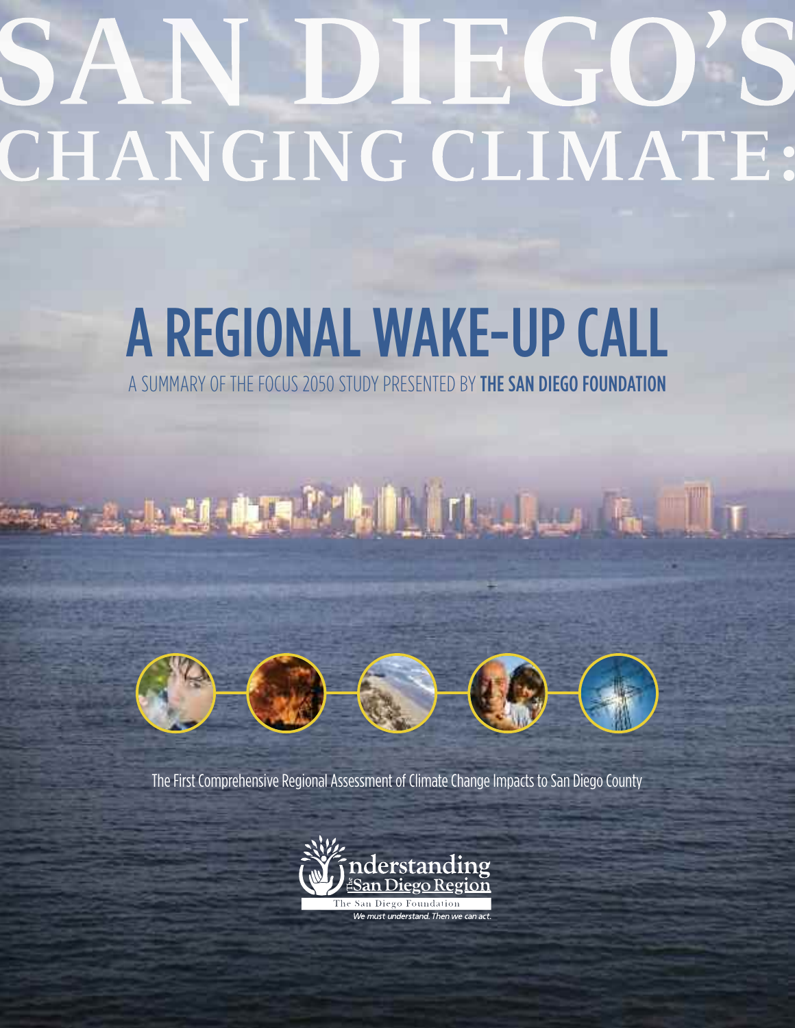# SAN DIEGO'S CHANGING CLIMATE:

## A REGIONAL WAKE-UP CALL

A SUMMARY OF THE FOCUS 2050 STUDY PRESENTED BY **THE SAN DIEGO FOUNDATION**

The First Comprehensive Regional Assessment of Climate Change Impacts to San Diego County

Understanding The San Diego Region

The San Diego Foundation

*We must understand. Then we can act.*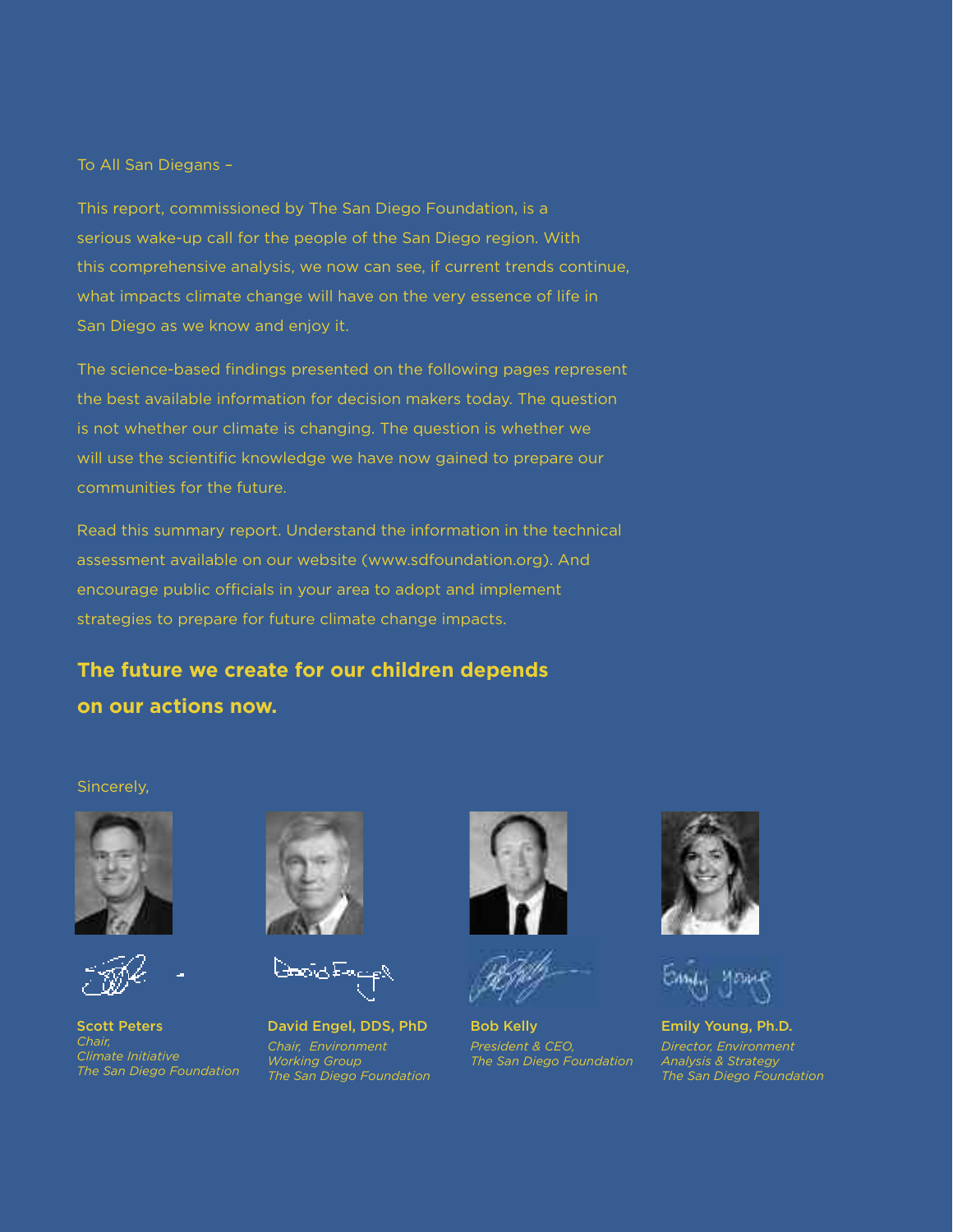To All San Diegans –

This report, commissioned by The San Diego Foundation, is a serious wake-up call for the people of the San Diego region. With this comprehensive analysis, we now can see, if current trends continue, what impacts climate change will have on the very essence of life in San Diego as we know and enjoy it.

The science-based findings presented on the following pages represent the best available information for decision makers today. The question is not whether our climate is changing. The question is whether we will use the scientific knowledge we have now gained to prepare our communities for the future.

Read this summary report. Understand the information in the technical assessment available on our website (www.sdfoundation.org). And encourage public officials in your area to adopt and implement strategies to prepare for future climate change impacts.

**The future we create for our children depends on our actions now.**

Sincerely,

**Scott Peters**
*Chair,*
*Climate Initiative*
*The San Diego Foundation*

**David Engel, DDS, PhD**
*Chair, Environment Working Group*
*The San Diego Foundation*

**Bob Kelly**
*President & CEO,*
*The San Diego Foundation*

**Emily Young, Ph.D.**
*Director, Environment Analysis & Strategy*
*The San Diego Foundation*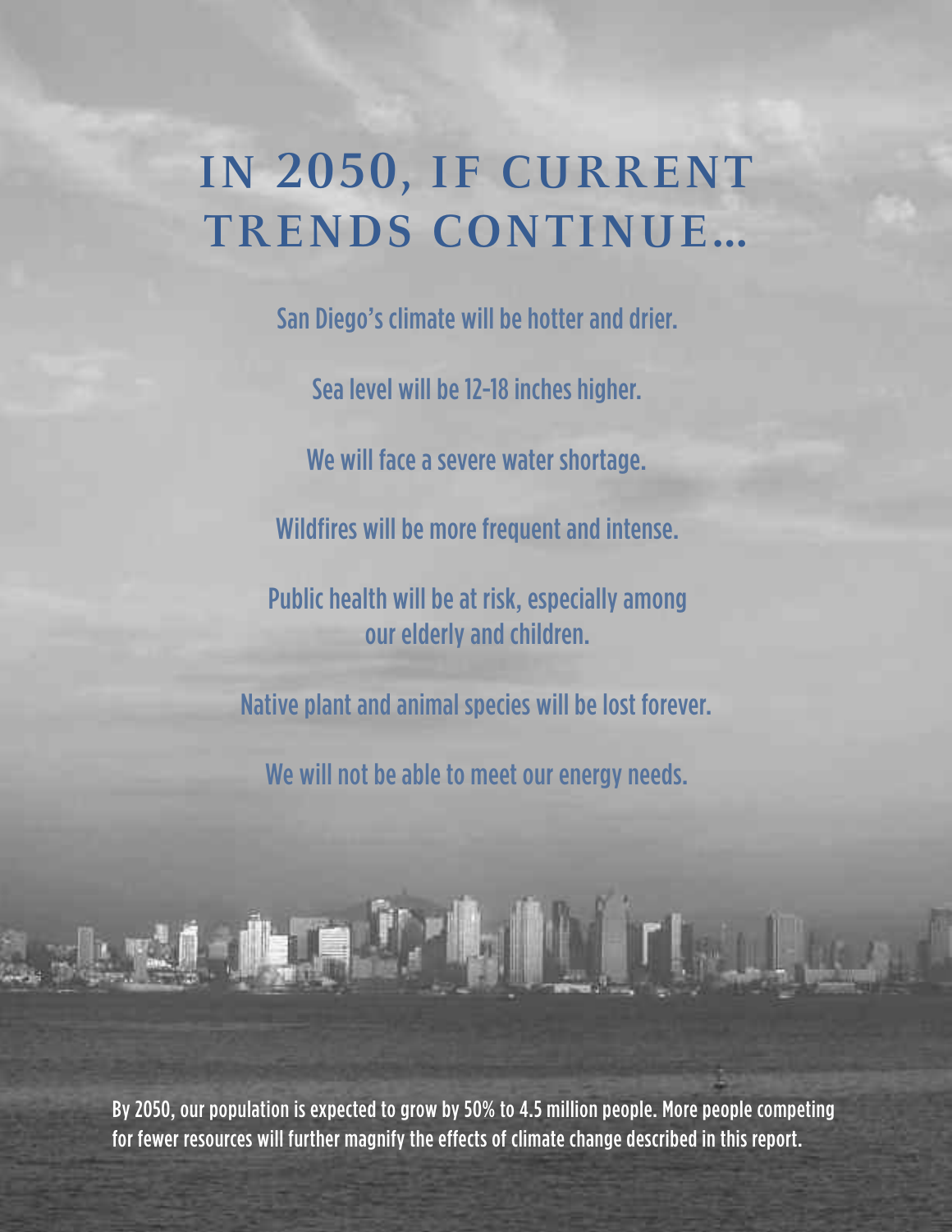# IN 2050, IF CURRENT TRENDS CONTINUE...

San Diego's climate will be hotter and drier.

Sea level will be 12-18 inches higher.

We will face a severe water shortage.

Wildfires will be more frequent and intense.

Public health will be at risk, especially among our elderly and children.

Native plant and animal species will be lost forever.

We will not be able to meet our energy needs.

By 2050, our population is expected to grow by 50% to 4.5 million people. More people competing for fewer resources will further magnify the effects of climate change described in this report.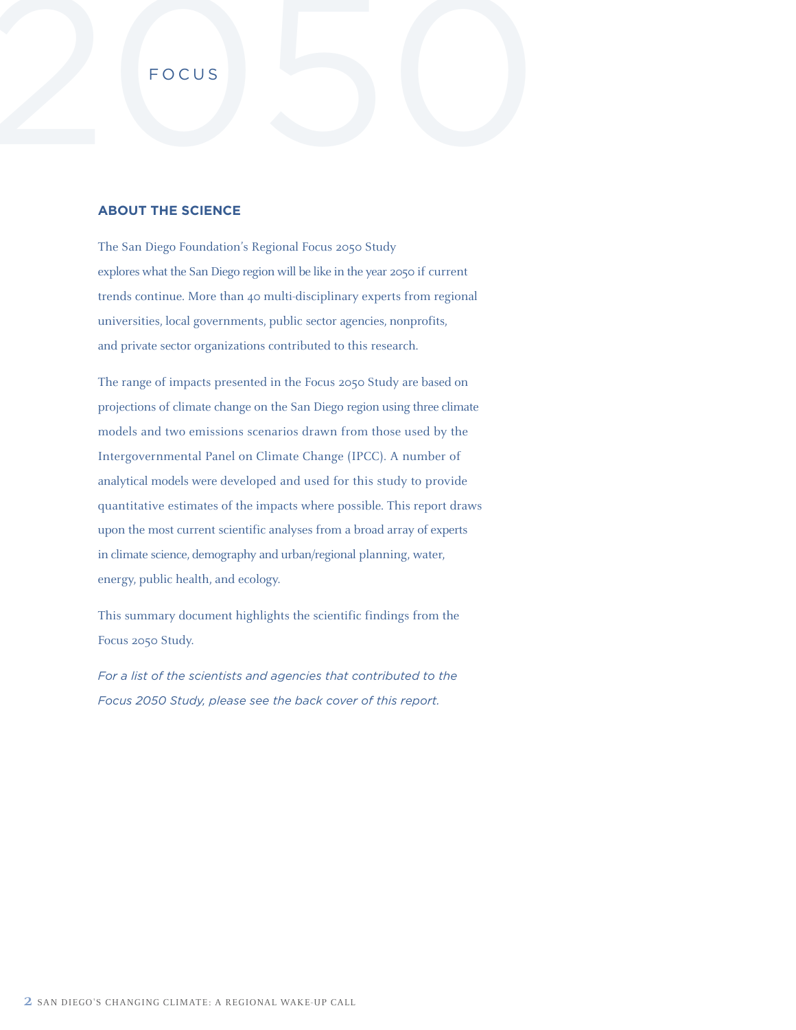FOCUS 2050

## ABOUT THE SCIENCE

The San Diego Foundation's Regional Focus 2050 Study explores what the San Diego region will be like in the year 2050 if current trends continue. More than 40 multi-disciplinary experts from regional universities, local governments, public sector agencies, nonprofits, and private sector organizations contributed to this research.

The range of impacts presented in the Focus 2050 Study are based on projections of climate change on the San Diego region using three climate models and two emissions scenarios drawn from those used by the Intergovernmental Panel on Climate Change (IPCC). A number of analytical models were developed and used for this study to provide quantitative estimates of the impacts where possible. This report draws upon the most current scientific analyses from a broad array of experts in climate science, demography and urban/regional planning, water, energy, public health, and ecology.

This summary document highlights the scientific findings from the Focus 2050 Study.

*For a list of the scientists and agencies that contributed to the Focus 2050 Study, please see the back cover of this report.*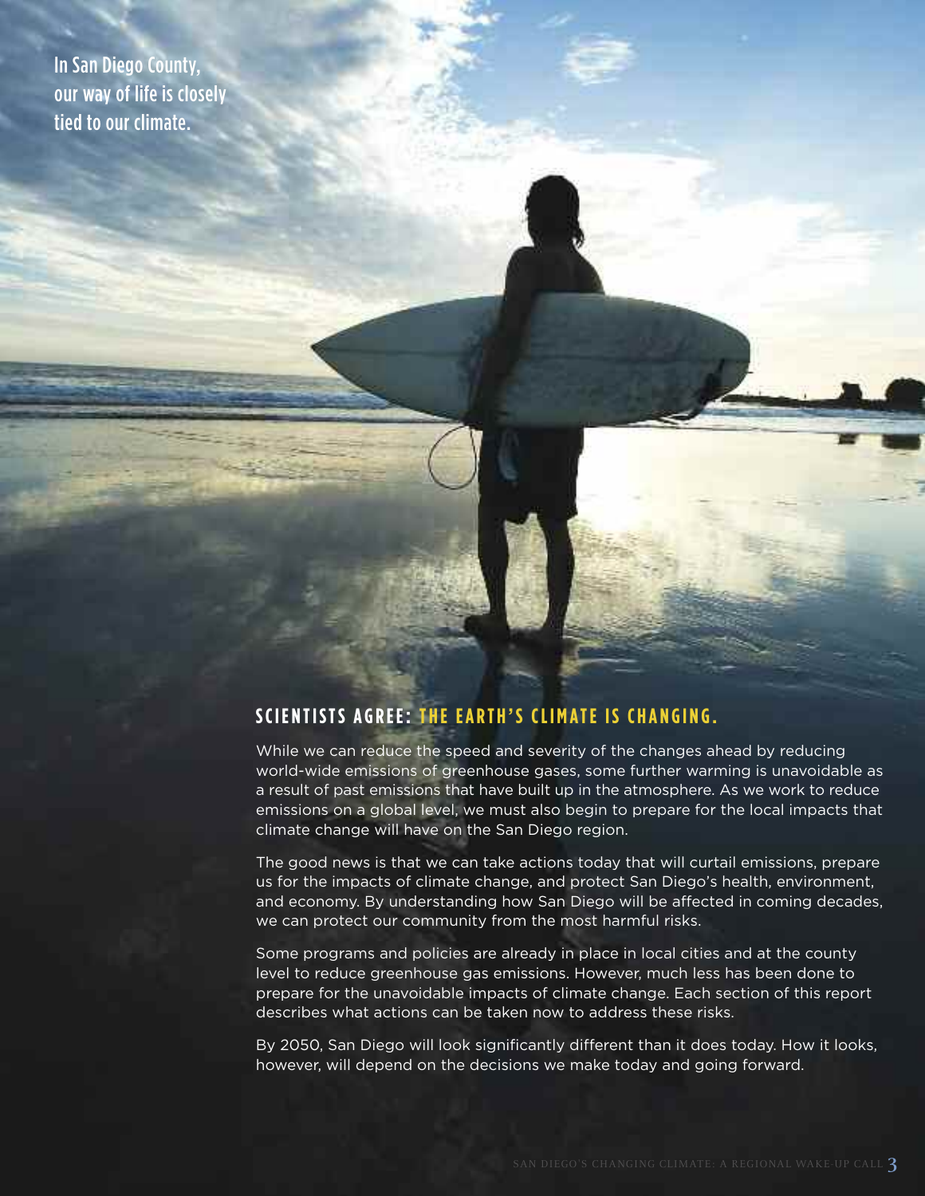In San Diego County, our way of life is closely tied to our climate.

## SCIENTISTS AGREE: THE EARTH'S CLIMATE IS CHANGING.

While we can reduce the speed and severity of the changes ahead by reducing world-wide emissions of greenhouse gases, some further warming is unavoidable as a result of past emissions that have built up in the atmosphere. As we work to reduce emissions on a global level, we must also begin to prepare for the local impacts that climate change will have on the San Diego region.

The good news is that we can take actions today that will curtail emissions, prepare us for the impacts of climate change, and protect San Diego's health, environment, and economy. By understanding how San Diego will be affected in coming decades, we can protect our community from the most harmful risks.

Some programs and policies are already in place in local cities and at the county level to reduce greenhouse gas emissions. However, much less has been done to prepare for the unavoidable impacts of climate change. Each section of this report describes what actions can be taken now to address these risks.

By 2050, San Diego will look significantly different than it does today. How it looks, however, will depend on the decisions we make today and going forward.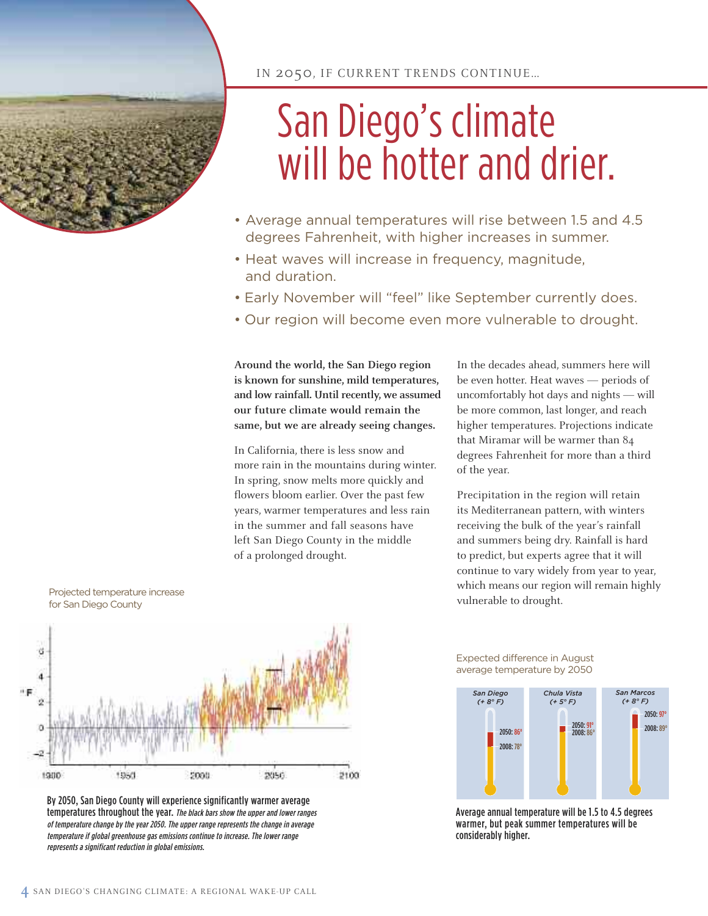IN 2050, IF CURRENT TRENDS CONTINUE…

# San Diego's climate will be hotter and drier.

- Average annual temperatures will rise between 1.5 and 4.5 degrees Fahrenheit, with higher increases in summer.
- Heat waves will increase in frequency, magnitude, and duration.
- Early November will "feel" like September currently does.
- Our region will become even more vulnerable to drought.

**Around the world, the San Diego region is known for sunshine, mild temperatures, and low rainfall. Until recently, we assumed our future climate would remain the same, but we are already seeing changes.**

In California, there is less snow and more rain in the mountains during winter. In spring, snow melts more quickly and flowers bloom earlier. Over the past few years, warmer temperatures and less rain in the summer and fall seasons have left San Diego County in the middle of a prolonged drought.

In the decades ahead, summers here will be even hotter. Heat waves — periods of uncomfortably hot days and nights — will be more common, last longer, and reach higher temperatures. Projections indicate that Miramar will be warmer than 84 degrees Fahrenheit for more than a third of the year.

Precipitation in the region will retain its Mediterranean pattern, with winters receiving the bulk of the year's rainfall and summers being dry. Rainfall is hard to predict, but experts agree that it will continue to vary widely from year to year, which means our region will remain highly vulnerable to drought.

Projected temperature increase for San Diego County

**By 2050, San Diego County will experience significantly warmer average temperatures throughout the year.** *The black bars show the upper and lower ranges of temperature change by the year 2050. The upper range represents the change in average temperature if global greenhouse gas emissions continue to increase. The lower range represents a significant reduction in global emissions.*

Expected difference in August average temperature by 2050

| | San Diego (+ 8° F) | Chula Vista (+ 5° F) | San Marcos (+ 8° F) |
|---|---|---|---|
| 2050 | 86° | 91° | 97° |
| 2008 | 78° | 86° | 89° |

**Average annual temperature will be 1.5 to 4.5 degrees warmer, but peak summer temperatures will be considerably higher.**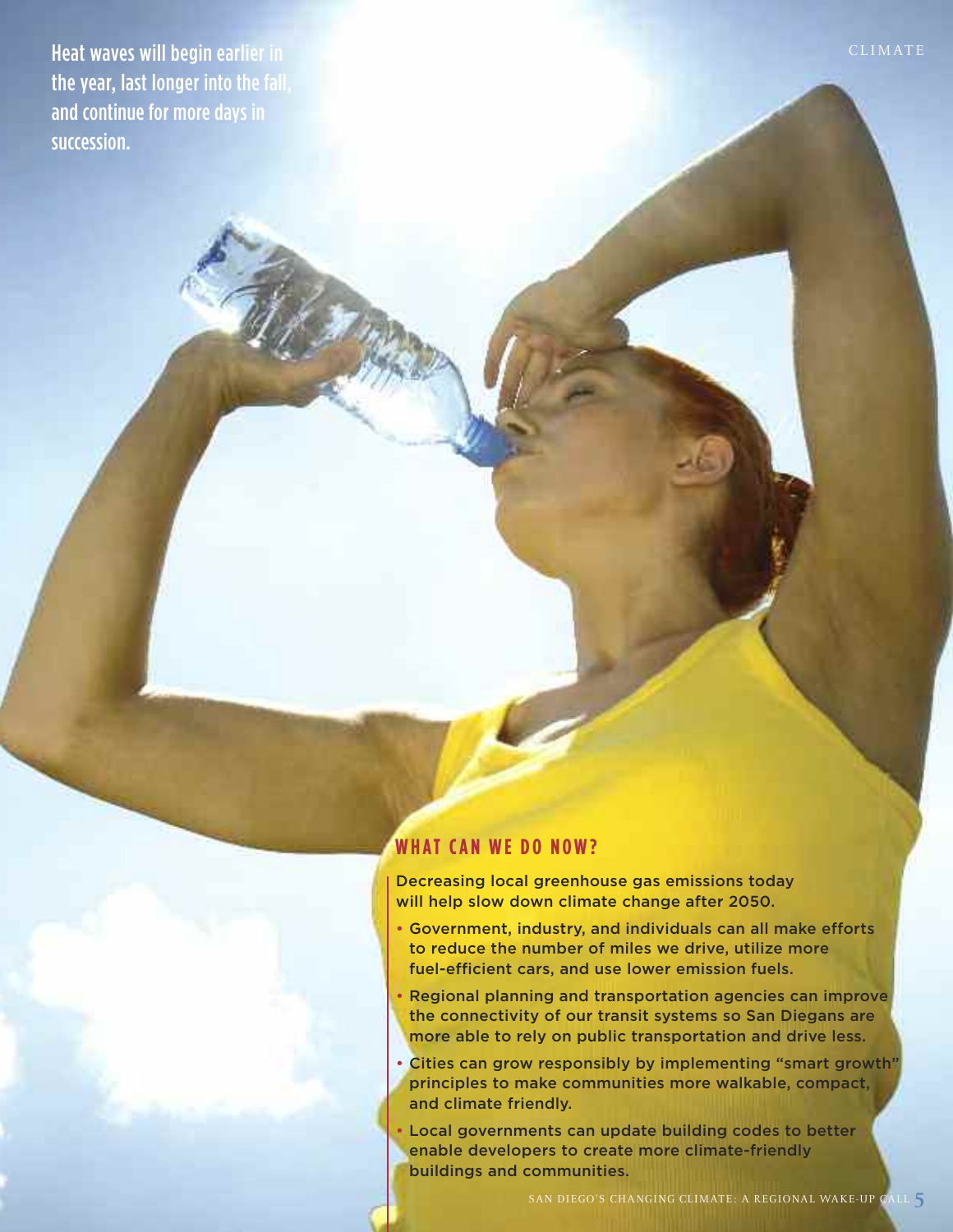Heat waves will begin earlier in the year, last longer into the fall, and continue for more days in succession.

## WHAT CAN WE DO NOW?

Decreasing local greenhouse gas emissions today will help slow down climate change after 2050.

- Government, industry, and individuals can all make efforts to reduce the number of miles we drive, utilize more fuel-efficient cars, and use lower emission fuels.
- Regional planning and transportation agencies can improve the connectivity of our transit systems so San Diegans are more able to rely on public transportation and drive less.
- Cities can grow responsibly by implementing "smart growth" principles to make communities more walkable, compact, and climate friendly.
- Local governments can update building codes to better enable developers to create more climate-friendly buildings and communities.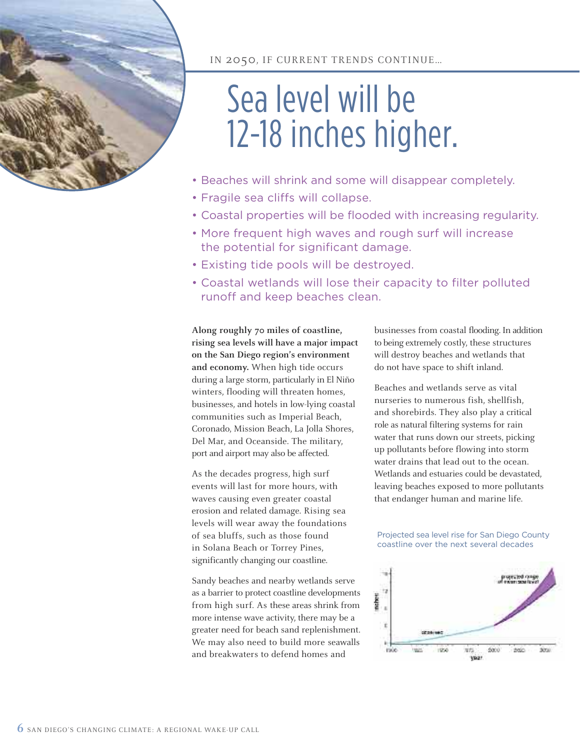IN 2050, IF CURRENT TRENDS CONTINUE...

# Sea level will be 12-18 inches higher.

- Beaches will shrink and some will disappear completely.
- Fragile sea cliffs will collapse.
- Coastal properties will be flooded with increasing regularity.
- More frequent high waves and rough surf will increase the potential for significant damage.
- Existing tide pools will be destroyed.
- Coastal wetlands will lose their capacity to filter polluted runoff and keep beaches clean.

**Along roughly 70 miles of coastline, rising sea levels will have a major impact on the San Diego region's environment and economy.** When high tide occurs during a large storm, particularly in El Niño winters, flooding will threaten homes, businesses, and hotels in low-lying coastal communities such as Imperial Beach, Coronado, Mission Beach, La Jolla Shores, Del Mar, and Oceanside. The military, port and airport may also be affected.

As the decades progress, high surf events will last for more hours, with waves causing even greater coastal erosion and related damage. Rising sea levels will wear away the foundations of sea bluffs, such as those found in Solana Beach or Torrey Pines, significantly changing our coastline.

Sandy beaches and nearby wetlands serve as a barrier to protect coastline developments from high surf. As these areas shrink from more intense wave activity, there may be a greater need for beach sand replenishment. We may also need to build more seawalls and breakwaters to defend homes and businesses from coastal flooding. In addition to being extremely costly, these structures will destroy beaches and wetlands that do not have space to shift inland.

Beaches and wetlands serve as vital nurseries to numerous fish, shellfish, and shorebirds. They also play a critical role as natural filtering systems for rain water that runs down our streets, picking up pollutants before flowing into storm water drains that lead out to the ocean. Wetlands and estuaries could be devastated, leaving beaches exposed to more pollutants that endanger human and marine life.

Projected sea level rise for San Diego County coastline over the next several decades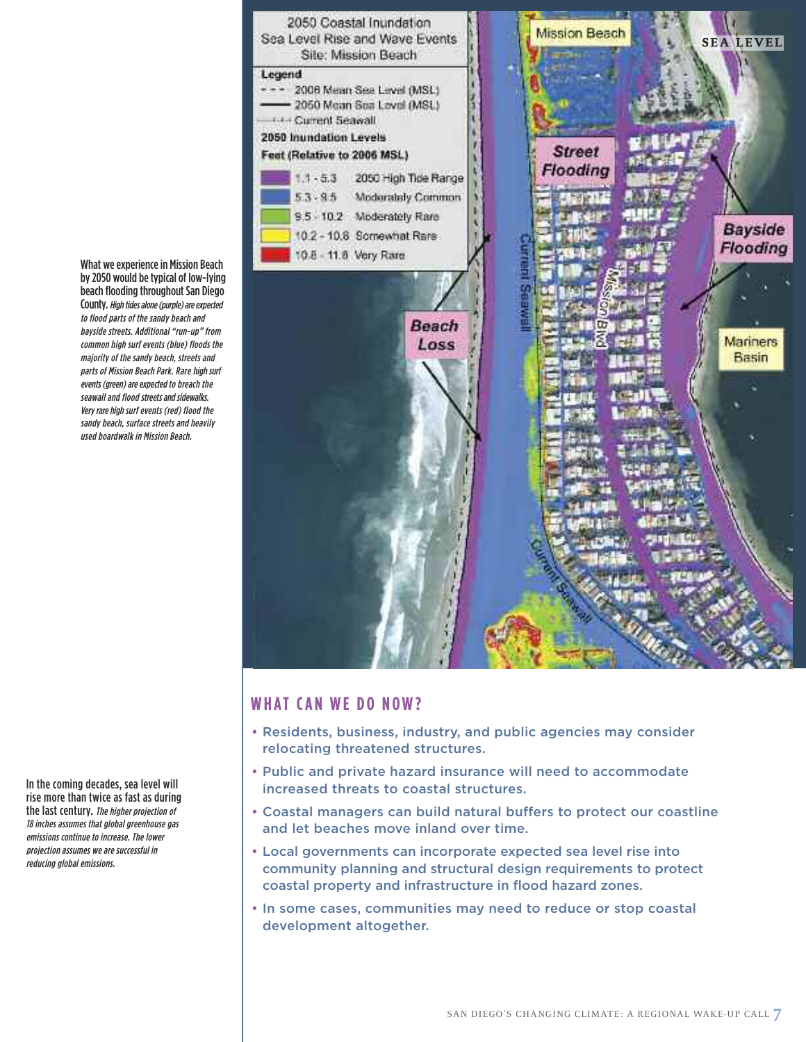What we experience in Mission Beach by 2050 would be typical of low-lying beach flooding throughout San Diego County. *High tides alone (purple) are expected to flood parts of the sandy beach and bayside streets. Additional "run-up" from common high surf events (blue) floods the majority of the sandy beach, streets and parts of Mission Beach Park. Rare high surf events (green) are expected to breach the seawall and flood streets and sidewalks. Very rare high surf events (red) flood the sandy beach, surface streets and heavily used boardwalk in Mission Beach.*

2050 Coastal Inundation
Sea Level Rise and Wave Events
Site: Mission Beach

**Legend**

- 2006 Mean Sea Level (MSL)
- 2050 Mean Sea Level (MSL)
- Current Seawall

**2050 Inundation Levels**

**Feet (Relative to 2006 MSL)**

| Feet | Level |
|---|---|
| 1.1 - 5.3 | 2050 High Tide Range |
| 5.3 - 9.5 | Moderately Common |
| 9.5 - 10.2 | Moderately Rare |
| 10.2 - 10.8 | Somewhat Rare |
| 10.8 - 11.8 | Very Rare |

Mission Beach · Street Flooding · Bayside Flooding · Beach Loss · Mariners Basin · Current Seawall · Mission Blvd

In the coming decades, sea level will rise more than twice as fast as during the last century. *The higher projection of 18 inches assumes that global greenhouse gas emissions continue to increase. The lower projection assumes we are successful in reducing global emissions.*

## WHAT CAN WE DO NOW?

- Residents, business, industry, and public agencies may consider relocating threatened structures.
- Public and private hazard insurance will need to accommodate increased threats to coastal structures.
- Coastal managers can build natural buffers to protect our coastline and let beaches move inland over time.
- Local governments can incorporate expected sea level rise into community planning and structural design requirements to protect coastal property and infrastructure in flood hazard zones.
- In some cases, communities may need to reduce or stop coastal development altogether.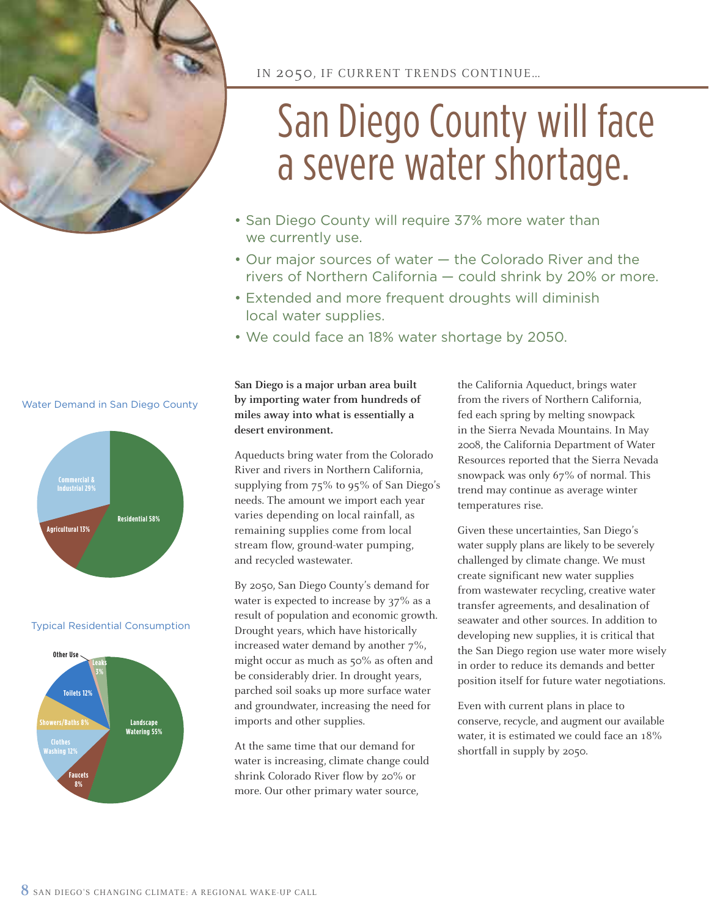IN 2050, IF CURRENT TRENDS CONTINUE…

# San Diego County will face a severe water shortage.

- San Diego County will require 37% more water than we currently use.
- Our major sources of water — the Colorado River and the rivers of Northern California — could shrink by 20% or more.
- Extended and more frequent droughts will diminish local water supplies.
- We could face an 18% water shortage by 2050.

Water Demand in San Diego County

| Category | Share |
| --- | --- |
| Residential | 58% |
| Commercial & Industrial | 29% |
| Agricultural | 13% |

Typical Residential Consumption

| Category | Share |
| --- | --- |
| Landscape Watering | 55% |
| Toilets | 12% |
| Clothes Washing | 12% |
| Showers/Baths | 8% |
| Faucets | 8% |
| Leaks | 3% |
| Other Use | |

**San Diego is a major urban area built by importing water from hundreds of miles away into what is essentially a desert environment.**

Aqueducts bring water from the Colorado River and rivers in Northern California, supplying from 75% to 95% of San Diego's needs. The amount we import each year varies depending on local rainfall, as remaining supplies come from local stream flow, ground-water pumping, and recycled wastewater.

By 2050, San Diego County's demand for water is expected to increase by 37% as a result of population and economic growth. Drought years, which have historically increased water demand by another 7%, might occur as much as 50% as often and be considerably drier. In drought years, parched soil soaks up more surface water and groundwater, increasing the need for imports and other supplies.

At the same time that our demand for water is increasing, climate change could shrink Colorado River flow by 20% or more. Our other primary water source, the California Aqueduct, brings water from the rivers of Northern California, fed each spring by melting snowpack in the Sierra Nevada Mountains. In May 2008, the California Department of Water Resources reported that the Sierra Nevada snowpack was only 67% of normal. This trend may continue as average winter temperatures rise.

Given these uncertainties, San Diego's water supply plans are likely to be severely challenged by climate change. We must create significant new water supplies from wastewater recycling, creative water transfer agreements, and desalination of seawater and other sources. In addition to developing new supplies, it is critical that the San Diego region use water more wisely in order to reduce its demands and better position itself for future water negotiations.

Even with current plans in place to conserve, recycle, and augment our available water, it is estimated we could face an 18% shortfall in supply by 2050.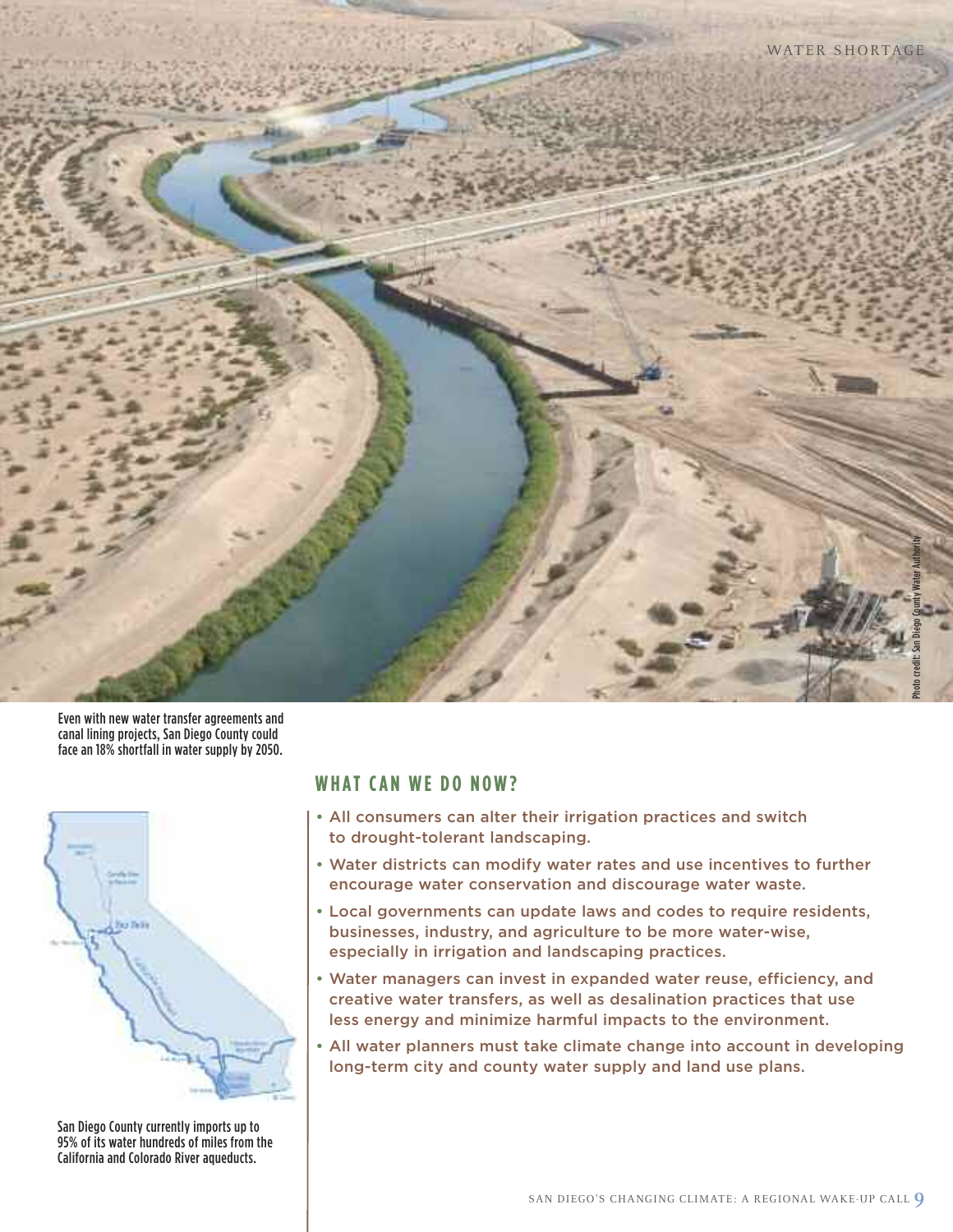Even with new water transfer agreements and canal lining projects, San Diego County could face an 18% shortfall in water supply by 2050.

San Diego County currently imports up to 95% of its water hundreds of miles from the California and Colorado River aqueducts.

## WHAT CAN WE DO NOW?

- All consumers can alter their irrigation practices and switch to drought-tolerant landscaping.
- Water districts can modify water rates and use incentives to further encourage water conservation and discourage water waste.
- Local governments can update laws and codes to require residents, businesses, industry, and agriculture to be more water-wise, especially in irrigation and landscaping practices.
- Water managers can invest in expanded water reuse, efficiency, and creative water transfers, as well as desalination practices that use less energy and minimize harmful impacts to the environment.
- All water planners must take climate change into account in developing long-term city and county water supply and land use plans.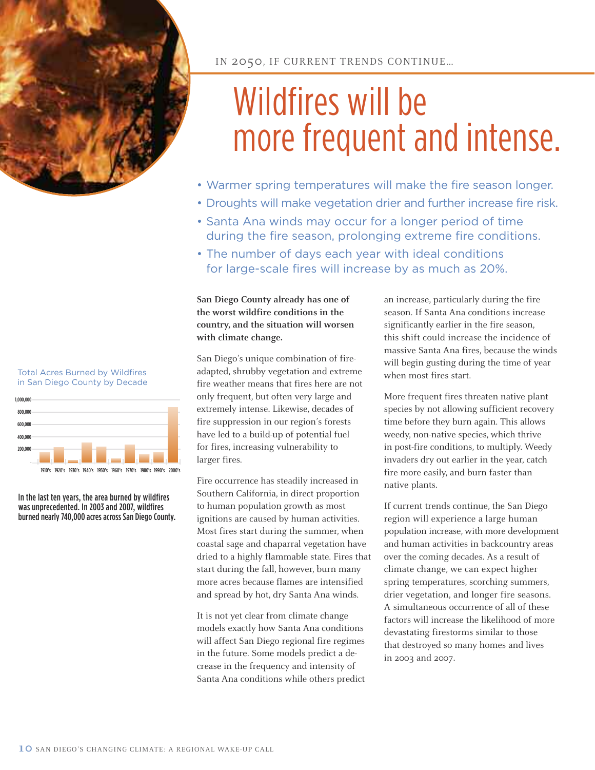IN 2050, IF CURRENT TRENDS CONTINUE…

# Wildfires will be more frequent and intense.

- Warmer spring temperatures will make the fire season longer.
- Droughts will make vegetation drier and further increase fire risk.
- Santa Ana winds may occur for a longer period of time during the fire season, prolonging extreme fire conditions.
- The number of days each year with ideal conditions for large-scale fires will increase by as much as 20%.

Total Acres Burned by Wildfires in San Diego County by Decade

In the last ten years, the area burned by wildfires was unprecedented. In 2003 and 2007, wildfires burned nearly 740,000 acres across San Diego County.

**San Diego County already has one of the worst wildfire conditions in the country, and the situation will worsen with climate change.**

San Diego's unique combination of fire-adapted, shrubby vegetation and extreme fire weather means that fires here are not only frequent, but often very large and extremely intense. Likewise, decades of fire suppression in our region's forests have led to a build-up of potential fuel for fires, increasing vulnerability to larger fires.

Fire occurrence has steadily increased in Southern California, in direct proportion to human population growth as most ignitions are caused by human activities. Most fires start during the summer, when coastal sage and chaparral vegetation have dried to a highly flammable state. Fires that start during the fall, however, burn many more acres because flames are intensified and spread by hot, dry Santa Ana winds.

It is not yet clear from climate change models exactly how Santa Ana conditions will affect San Diego regional fire regimes in the future. Some models predict a decrease in the frequency and intensity of Santa Ana conditions while others predict an increase, particularly during the fire season. If Santa Ana conditions increase significantly earlier in the fire season, this shift could increase the incidence of massive Santa Ana fires, because the winds will begin gusting during the time of year when most fires start.

More frequent fires threaten native plant species by not allowing sufficient recovery time before they burn again. This allows weedy, non-native species, which thrive in post-fire conditions, to multiply. Weedy invaders dry out earlier in the year, catch fire more easily, and burn faster than native plants.

If current trends continue, the San Diego region will experience a large human population increase, with more development and human activities in backcountry areas over the coming decades. As a result of climate change, we can expect higher spring temperatures, scorching summers, drier vegetation, and longer fire seasons. A simultaneous occurrence of all of these factors will increase the likelihood of more devastating firestorms similar to those that destroyed so many homes and lives in 2003 and 2007.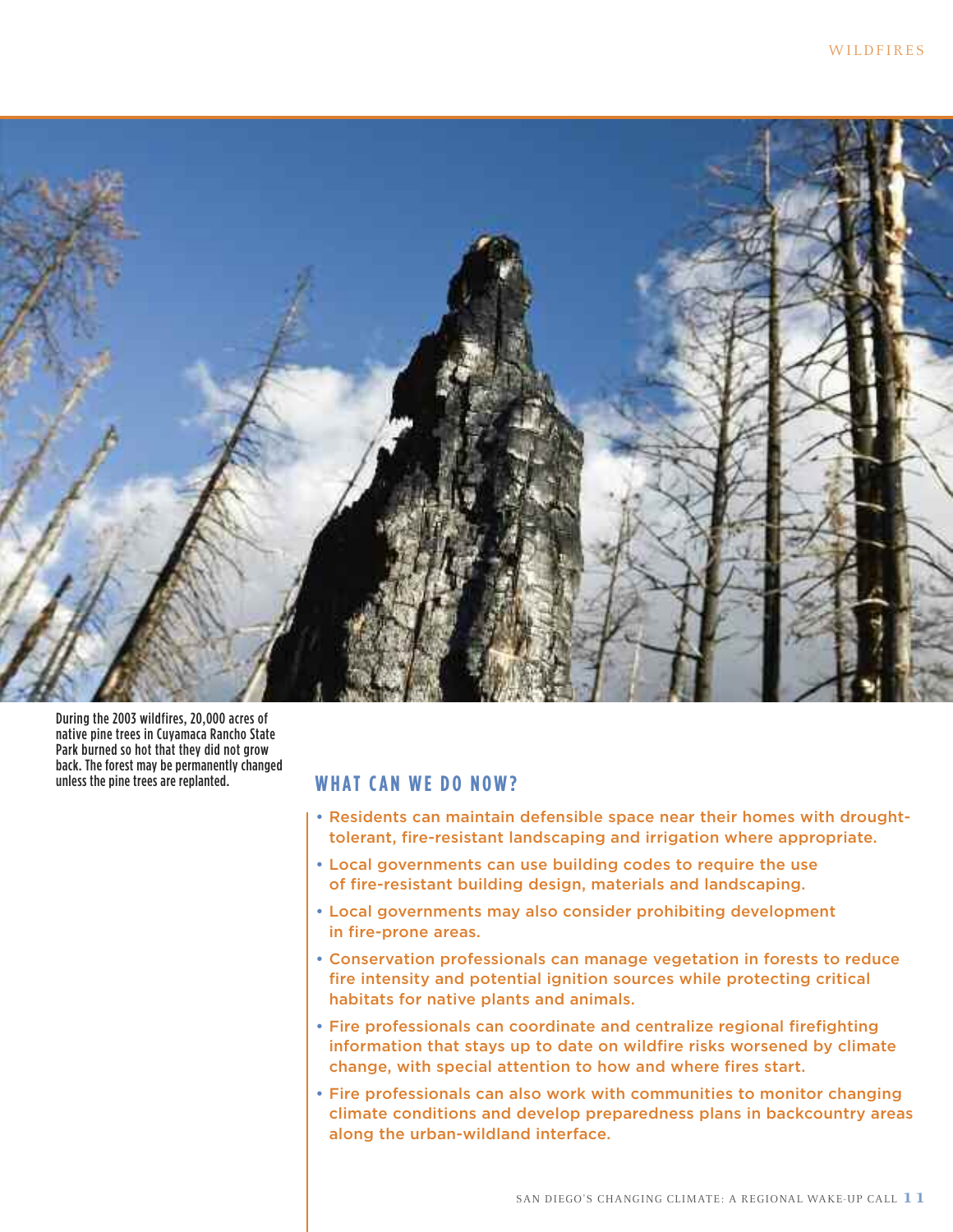During the 2003 wildfires, 20,000 acres of native pine trees in Cuyamaca Rancho State Park burned so hot that they did not grow back. The forest may be permanently changed unless the pine trees are replanted.

## WHAT CAN WE DO NOW?

- Residents can maintain defensible space near their homes with drought-tolerant, fire-resistant landscaping and irrigation where appropriate.
- Local governments can use building codes to require the use of fire-resistant building design, materials and landscaping.
- Local governments may also consider prohibiting development in fire-prone areas.
- Conservation professionals can manage vegetation in forests to reduce fire intensity and potential ignition sources while protecting critical habitats for native plants and animals.
- Fire professionals can coordinate and centralize regional firefighting information that stays up to date on wildfire risks worsened by climate change, with special attention to how and where fires start.
- Fire professionals can also work with communities to monitor changing climate conditions and develop preparedness plans in backcountry areas along the urban-wildland interface.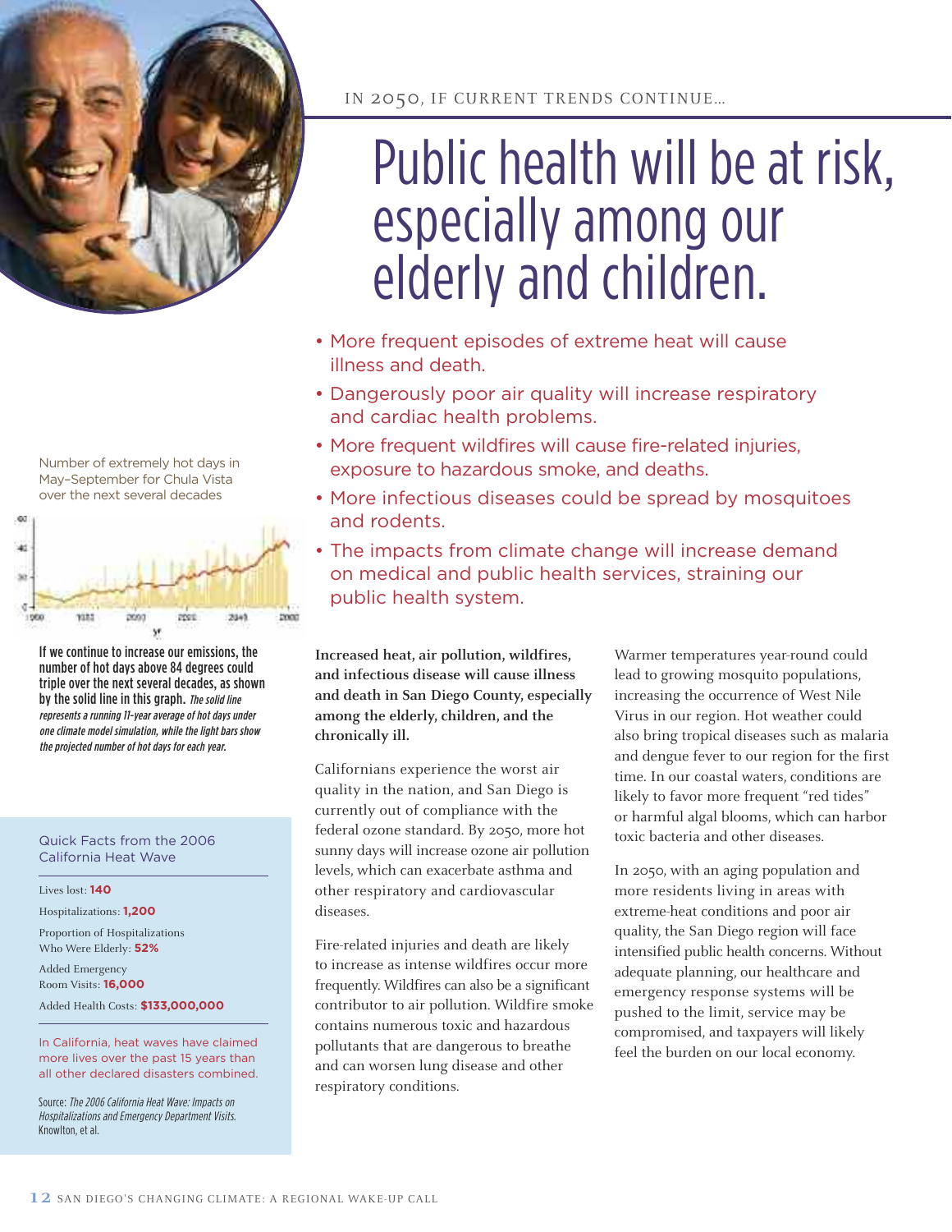IN 2050, IF CURRENT TRENDS CONTINUE…

# Public health will be at risk, especially among our elderly and children.

- More frequent episodes of extreme heat will cause illness and death.
- Dangerously poor air quality will increase respiratory and cardiac health problems.
- More frequent wildfires will cause fire-related injuries, exposure to hazardous smoke, and deaths.
- More infectious diseases could be spread by mosquitoes and rodents.
- The impacts from climate change will increase demand on medical and public health services, straining our public health system.

Number of extremely hot days in May–September for Chula Vista over the next several decades

**If we continue to increase our emissions, the number of hot days above 84 degrees could triple over the next several decades, as shown by the solid line in this graph.** *The solid line represents a running 11-year average of hot days under one climate model simulation, while the light bars show the projected number of hot days for each year.*

**Increased heat, air pollution, wildfires, and infectious disease will cause illness and death in San Diego County, especially among the elderly, children, and the chronically ill.**

Californians experience the worst air quality in the nation, and San Diego is currently out of compliance with the federal ozone standard. By 2050, more hot sunny days will increase ozone air pollution levels, which can exacerbate asthma and other respiratory and cardiovascular diseases.

Fire-related injuries and death are likely to increase as intense wildfires occur more frequently. Wildfires can also be a significant contributor to air pollution. Wildfire smoke contains numerous toxic and hazardous pollutants that are dangerous to breathe and can worsen lung disease and other respiratory conditions.

Warmer temperatures year-round could lead to growing mosquito populations, increasing the occurrence of West Nile Virus in our region. Hot weather could also bring tropical diseases such as malaria and dengue fever to our region for the first time. In our coastal waters, conditions are likely to favor more frequent "red tides" or harmful algal blooms, which can harbor toxic bacteria and other diseases.

In 2050, with an aging population and more residents living in areas with extreme-heat conditions and poor air quality, the San Diego region will face intensified public health concerns. Without adequate planning, our healthcare and emergency response systems will be pushed to the limit, service may be compromised, and taxpayers will likely feel the burden on our local economy.

### Quick Facts from the 2006 California Heat Wave

Lives lost: **140**

Hospitalizations: **1,200**

Proportion of Hospitalizations Who Were Elderly: **52%**

Added Emergency Room Visits: **16,000**

Added Health Costs: **$133,000,000**

In California, heat waves have claimed more lives over the past 15 years than all other declared disasters combined.

Source: *The 2006 California Heat Wave: Impacts on Hospitalizations and Emergency Department Visits.* Knowlton, et al.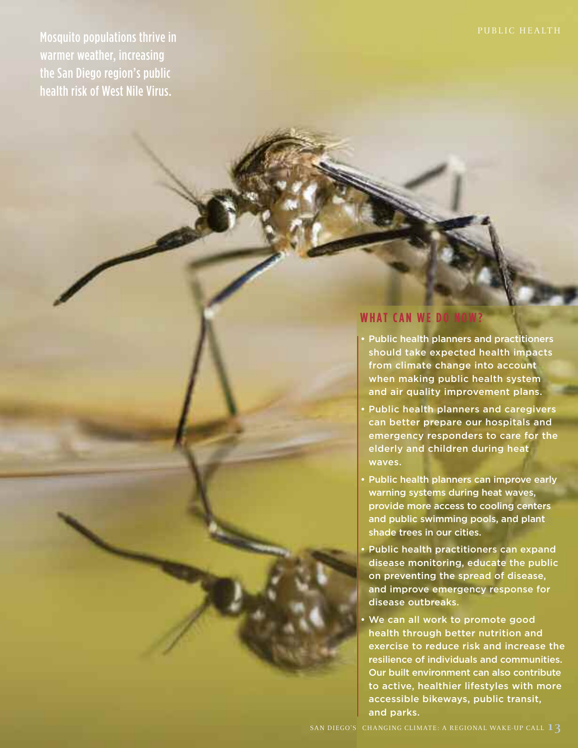Mosquito populations thrive in warmer weather, increasing the San Diego region's public health risk of West Nile Virus.

## WHAT CAN WE DO NOW?

- Public health planners and practitioners should take expected health impacts from climate change into account when making public health system and air quality improvement plans.
- Public health planners and caregivers can better prepare our hospitals and emergency responders to care for the elderly and children during heat waves.
- Public health planners can improve early warning systems during heat waves, provide more access to cooling centers and public swimming pools, and plant shade trees in our cities.
- Public health practitioners can expand disease monitoring, educate the public on preventing the spread of disease, and improve emergency response for disease outbreaks.
- We can all work to promote good health through better nutrition and exercise to reduce risk and increase the resilience of individuals and communities. Our built environment can also contribute to active, healthier lifestyles with more accessible bikeways, public transit, and parks.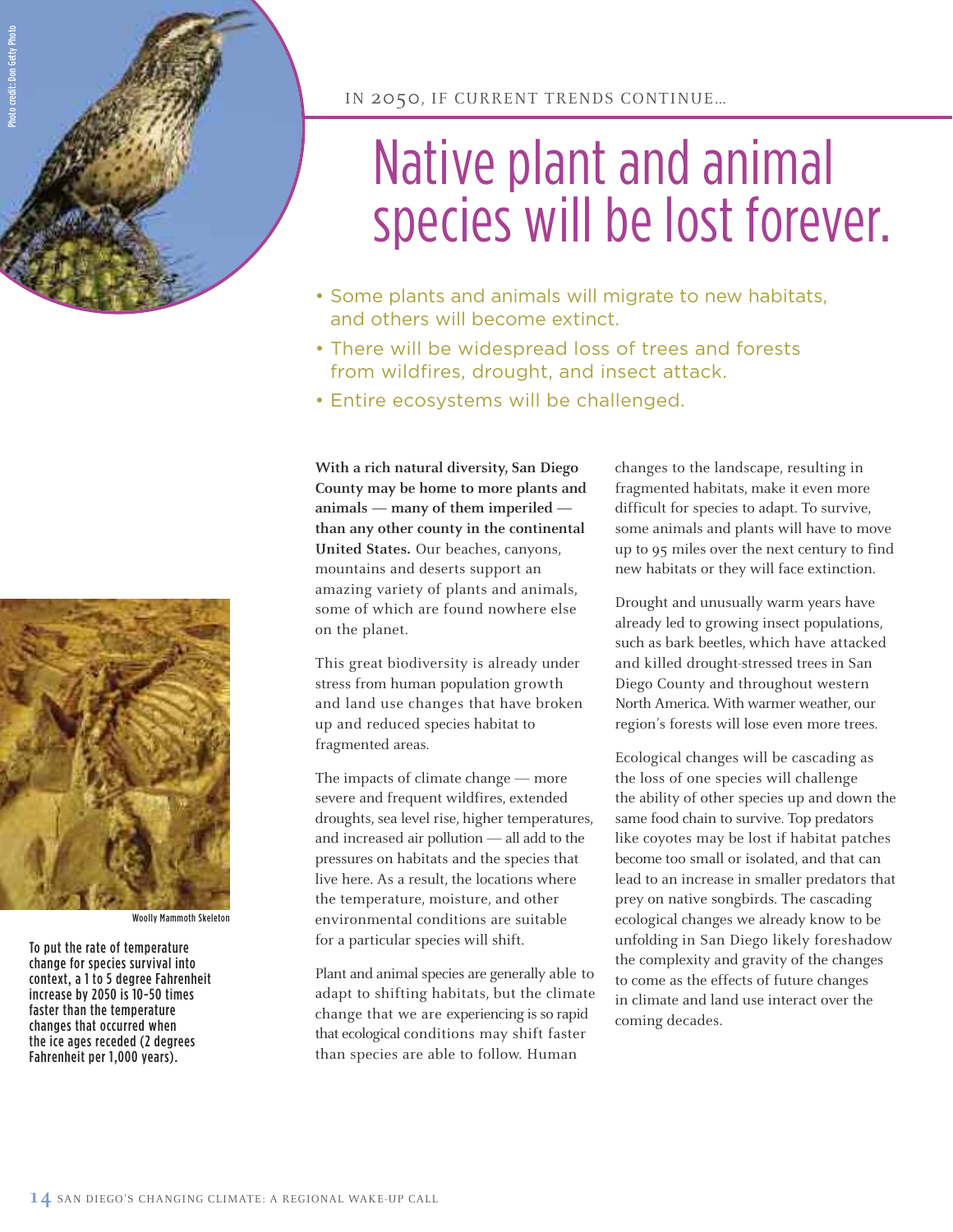Photo credit: Don Getty Photo

IN 2050, IF CURRENT TRENDS CONTINUE…

# Native plant and animal species will be lost forever.

- Some plants and animals will migrate to new habitats, and others will become extinct.
- There will be widespread loss of trees and forests from wildfires, drought, and insect attack.
- Entire ecosystems will be challenged.

**With a rich natural diversity, San Diego County may be home to more plants and animals — many of them imperiled — than any other county in the continental United States.** Our beaches, canyons, mountains and deserts support an amazing variety of plants and animals, some of which are found nowhere else on the planet.

This great biodiversity is already under stress from human population growth and land use changes that have broken up and reduced species habitat to fragmented areas.

The impacts of climate change — more severe and frequent wildfires, extended droughts, sea level rise, higher temperatures, and increased air pollution — all add to the pressures on habitats and the species that live here. As a result, the locations where the temperature, moisture, and other environmental conditions are suitable for a particular species will shift.

Plant and animal species are generally able to adapt to shifting habitats, but the climate change that we are experiencing is so rapid that ecological conditions may shift faster than species are able to follow. Human changes to the landscape, resulting in fragmented habitats, make it even more difficult for species to adapt. To survive, some animals and plants will have to move up to 95 miles over the next century to find new habitats or they will face extinction.

Drought and unusually warm years have already led to growing insect populations, such as bark beetles, which have attacked and killed drought-stressed trees in San Diego County and throughout western North America. With warmer weather, our region's forests will lose even more trees.

Ecological changes will be cascading as the loss of one species will challenge the ability of other species up and down the same food chain to survive. Top predators like coyotes may be lost if habitat patches become too small or isolated, and that can lead to an increase in smaller predators that prey on native songbirds. The cascading ecological changes we already know to be unfolding in San Diego likely foreshadow the complexity and gravity of the changes to come as the effects of future changes in climate and land use interact over the coming decades.

Woolly Mammoth Skeleton

To put the rate of temperature change for species survival into context, a 1 to 5 degree Fahrenheit increase by 2050 is 10-50 times faster than the temperature changes that occurred when the ice ages receded (2 degrees Fahrenheit per 1,000 years).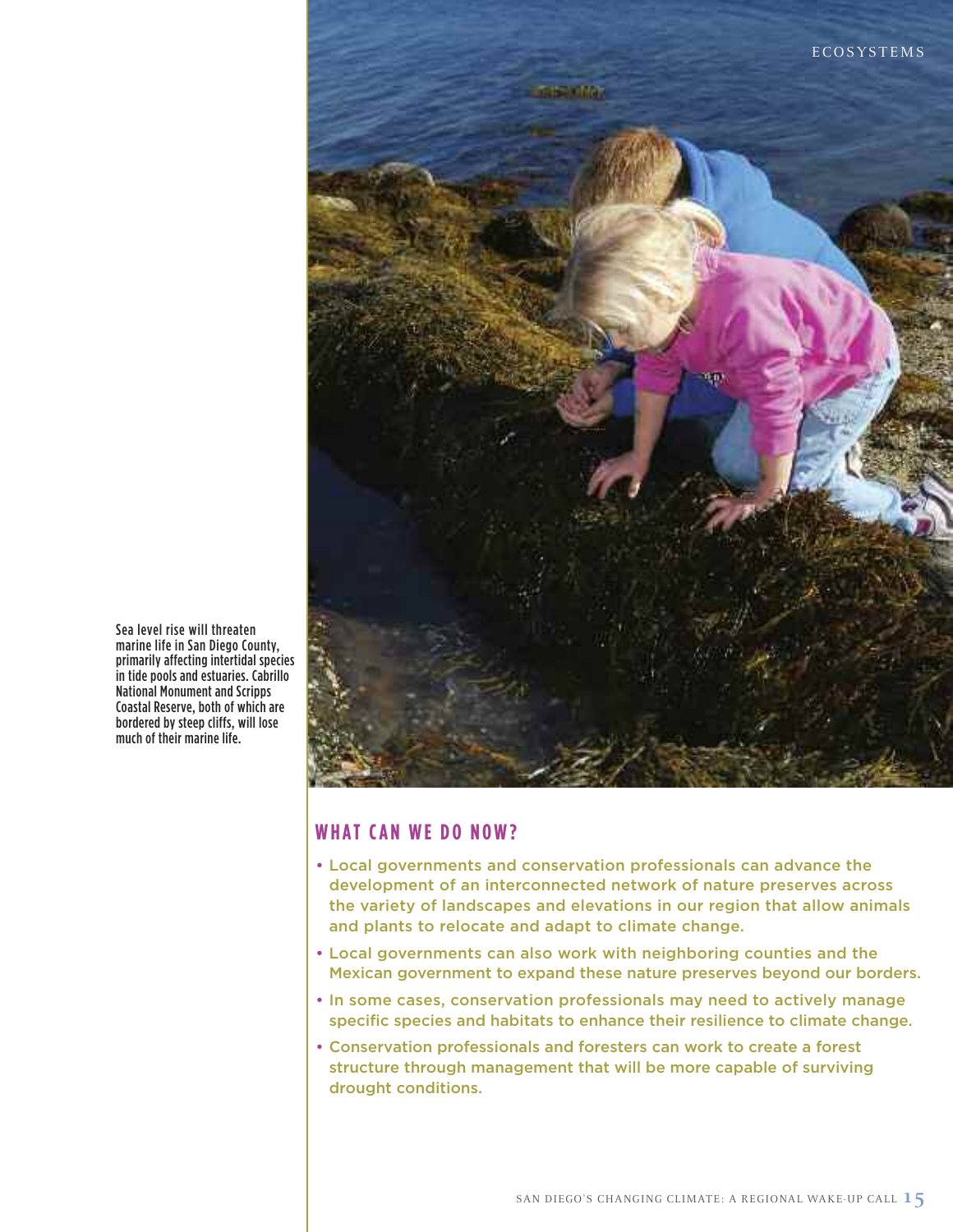Sea level rise will threaten marine life in San Diego County, primarily affecting intertidal species in tide pools and estuaries. Cabrillo National Monument and Scripps Coastal Reserve, both of which are bordered by steep cliffs, will lose much of their marine life.

## WHAT CAN WE DO NOW?

- Local governments and conservation professionals can advance the development of an interconnected network of nature preserves across the variety of landscapes and elevations in our region that allow animals and plants to relocate and adapt to climate change.
- Local governments can also work with neighboring counties and the Mexican government to expand these nature preserves beyond our borders.
- In some cases, conservation professionals may need to actively manage specific species and habitats to enhance their resilience to climate change.
- Conservation professionals and foresters can work to create a forest structure through management that will be more capable of surviving drought conditions.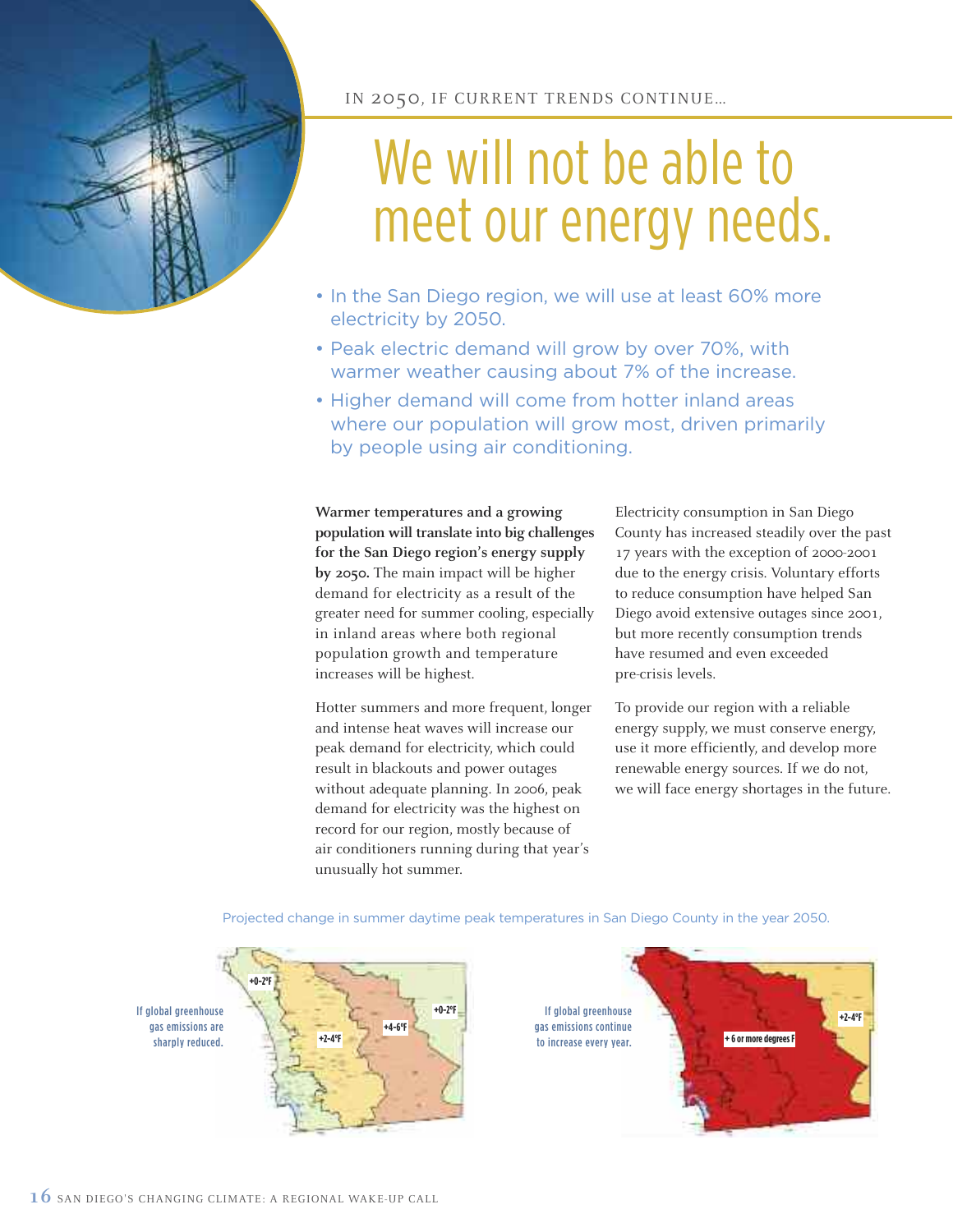IN 2050, IF CURRENT TRENDS CONTINUE…

# We will not be able to meet our energy needs.

- In the San Diego region, we will use at least 60% more electricity by 2050.
- Peak electric demand will grow by over 70%, with warmer weather causing about 7% of the increase.
- Higher demand will come from hotter inland areas where our population will grow most, driven primarily by people using air conditioning.

**Warmer temperatures and a growing population will translate into big challenges for the San Diego region's energy supply by 2050.** The main impact will be higher demand for electricity as a result of the greater need for summer cooling, especially in inland areas where both regional population growth and temperature increases will be highest.

Hotter summers and more frequent, longer and intense heat waves will increase our peak demand for electricity, which could result in blackouts and power outages without adequate planning. In 2006, peak demand for electricity was the highest on record for our region, mostly because of air conditioners running during that year's unusually hot summer.

Electricity consumption in San Diego County has increased steadily over the past 17 years with the exception of 2000-2001 due to the energy crisis. Voluntary efforts to reduce consumption have helped San Diego avoid extensive outages since 2001, but more recently consumption trends have resumed and even exceeded pre-crisis levels.

To provide our region with a reliable energy supply, we must conserve energy, use it more efficiently, and develop more renewable energy sources. If we do not, we will face energy shortages in the future.

Projected change in summer daytime peak temperatures in San Diego County in the year 2050.

If global greenhouse gas emissions are sharply reduced.

+0-2°F, +2-4°F, +4-6°F, +0-2°F

If global greenhouse gas emissions continue to increase every year.

+ 6 or more degrees F, +2-4°F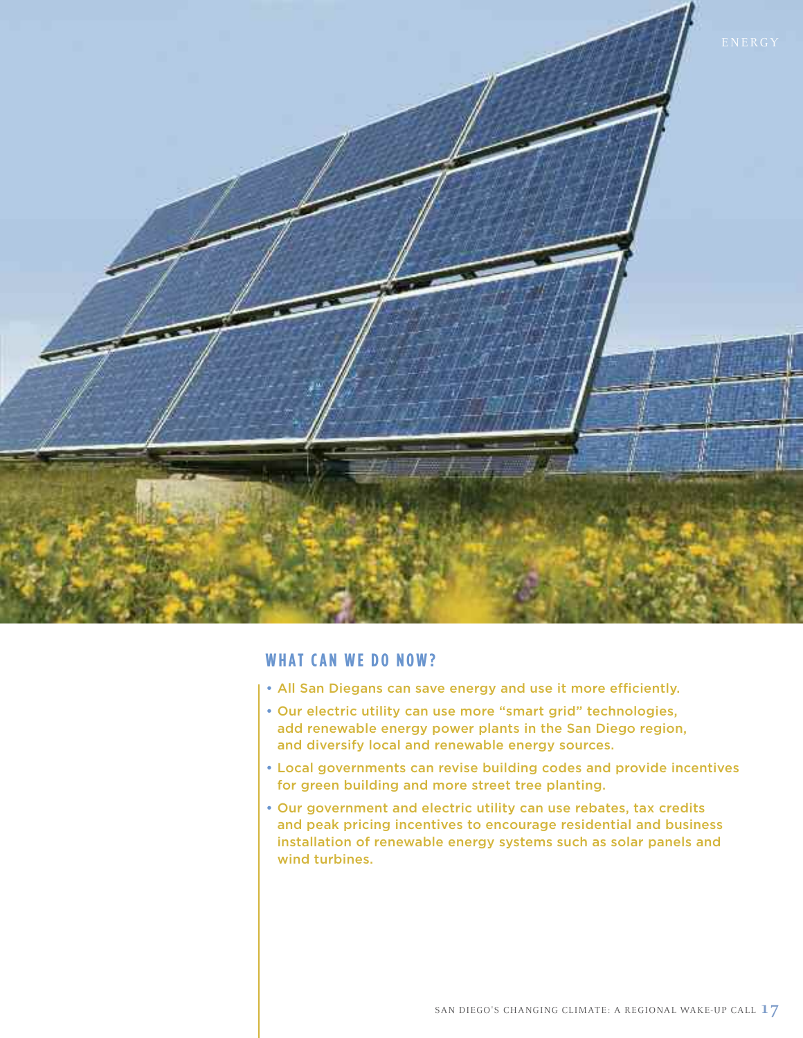## WHAT CAN WE DO NOW?

- All San Diegans can save energy and use it more efficiently.
- Our electric utility can use more "smart grid" technologies, add renewable energy power plants in the San Diego region, and diversify local and renewable energy sources.
- Local governments can revise building codes and provide incentives for green building and more street tree planting.
- Our government and electric utility can use rebates, tax credits and peak pricing incentives to encourage residential and business installation of renewable energy systems such as solar panels and wind turbines.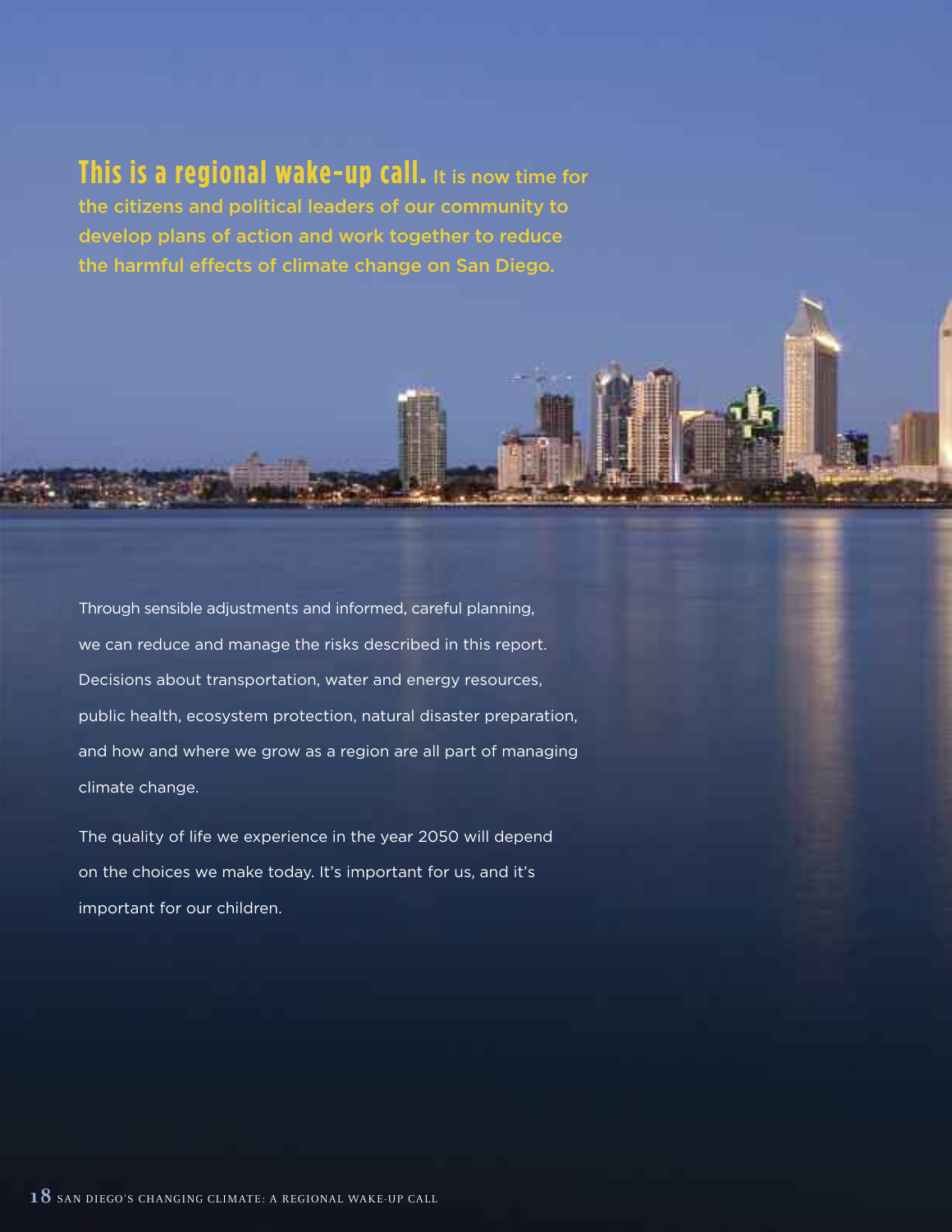**This is a regional wake-up call.** It is now time for the citizens and political leaders of our community to develop plans of action and work together to reduce the harmful effects of climate change on San Diego.

Through sensible adjustments and informed, careful planning, we can reduce and manage the risks described in this report. Decisions about transportation, water and energy resources, public health, ecosystem protection, natural disaster preparation, and how and where we grow as a region are all part of managing climate change.

The quality of life we experience in the year 2050 will depend on the choices we make today. It's important for us, and it's important for our children.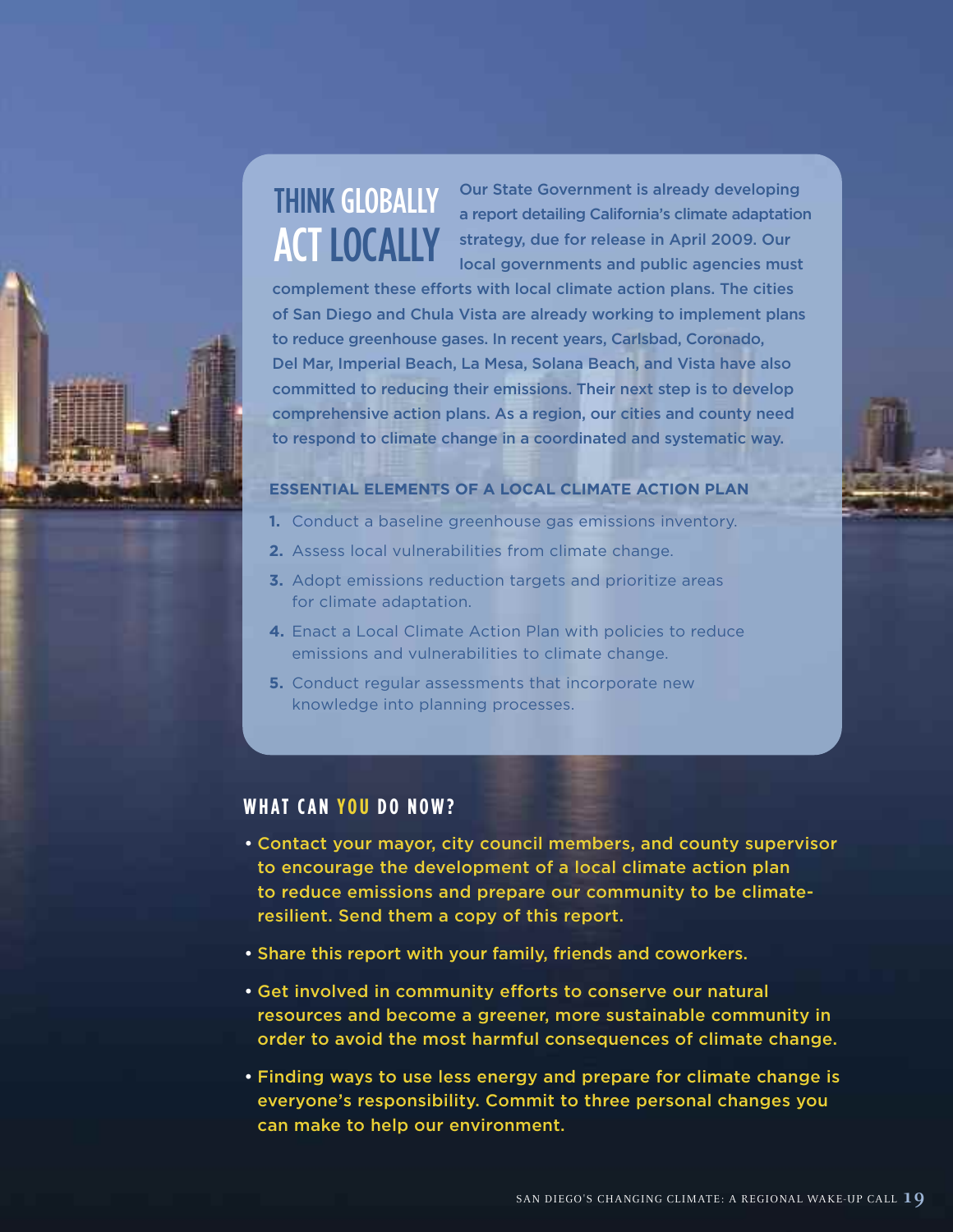# THINK GLOBALLY ACT LOCALLY

Our State Government is already developing a report detailing California's climate adaptation strategy, due for release in April 2009. Our local governments and public agencies must complement these efforts with local climate action plans. The cities of San Diego and Chula Vista are already working to implement plans to reduce greenhouse gases. In recent years, Carlsbad, Coronado, Del Mar, Imperial Beach, La Mesa, Solana Beach, and Vista have also committed to reducing their emissions. Their next step is to develop comprehensive action plans. As a region, our cities and county need to respond to climate change in a coordinated and systematic way.

### ESSENTIAL ELEMENTS OF A LOCAL CLIMATE ACTION PLAN

1. Conduct a baseline greenhouse gas emissions inventory.
2. Assess local vulnerabilities from climate change.
3. Adopt emissions reduction targets and prioritize areas for climate adaptation.
4. Enact a Local Climate Action Plan with policies to reduce emissions and vulnerabilities to climate change.
5. Conduct regular assessments that incorporate new knowledge into planning processes.

## WHAT CAN YOU DO NOW?

- Contact your mayor, city council members, and county supervisor to encourage the development of a local climate action plan to reduce emissions and prepare our community to be climate-resilient. Send them a copy of this report.
- Share this report with your family, friends and coworkers.
- Get involved in community efforts to conserve our natural resources and become a greener, more sustainable community in order to avoid the most harmful consequences of climate change.
- Finding ways to use less energy and prepare for climate change is everyone's responsibility. Commit to three personal changes you can make to help our environment.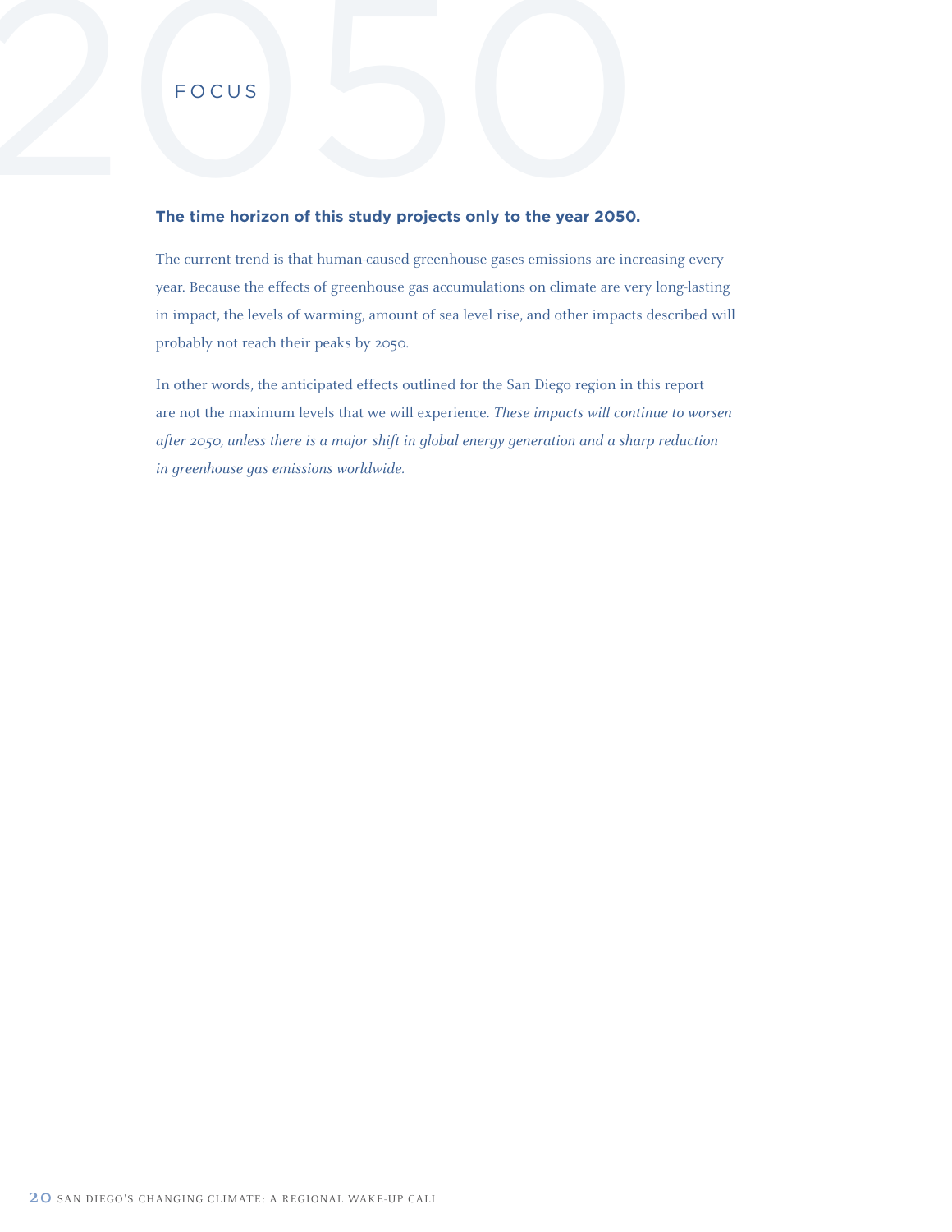# 2050 FOCUS

**The time horizon of this study projects only to the year 2050.**

The current trend is that human-caused greenhouse gases emissions are increasing every year. Because the effects of greenhouse gas accumulations on climate are very long-lasting in impact, the levels of warming, amount of sea level rise, and other impacts described will probably not reach their peaks by 2050.

In other words, the anticipated effects outlined for the San Diego region in this report are not the maximum levels that we will experience. *These impacts will continue to worsen after 2050, unless there is a major shift in global energy generation and a sharp reduction in greenhouse gas emissions worldwide.*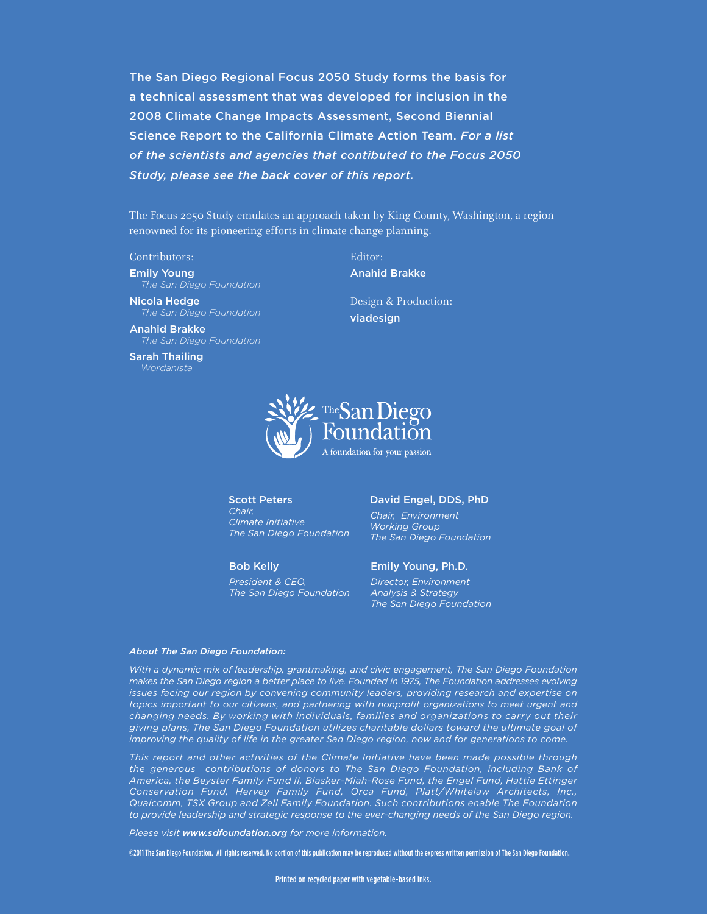**The San Diego Regional Focus 2050 Study forms the basis for a technical assessment that was developed for inclusion in the 2008 Climate Change Impacts Assessment, Second Biennial Science Report to the California Climate Action Team.** ***For a list of the scientists and agencies that contibuted to the Focus 2050 Study, please see the back cover of this report.***

The Focus 2050 Study emulates an approach taken by King County, Washington, a region renowned for its pioneering efforts in climate change planning.

Contributors:

**Emily Young**
*The San Diego Foundation*

**Nicola Hedge**
*The San Diego Foundation*

**Anahid Brakke**
*The San Diego Foundation*

**Sarah Thailing**
*Wordanista*

Editor:
**Anahid Brakke**

Design & Production:
**viadesign**

The San Diego Foundation
A foundation for your passion

**Scott Peters**
*Chair,*
*Climate Initiative*
*The San Diego Foundation*

**David Engel, DDS, PhD**
*Chair, Environment Working Group*
*The San Diego Foundation*

**Bob Kelly**
*President & CEO,*
*The San Diego Foundation*

**Emily Young, Ph.D.**
*Director, Environment Analysis & Strategy*
*The San Diego Foundation*

***About The San Diego Foundation:***

*With a dynamic mix of leadership, grantmaking, and civic engagement, The San Diego Foundation makes the San Diego region a better place to live. Founded in 1975, The Foundation addresses evolving issues facing our region by convening community leaders, providing research and expertise on topics important to our citizens, and partnering with nonprofit organizations to meet urgent and changing needs. By working with individuals, families and organizations to carry out their giving plans, The San Diego Foundation utilizes charitable dollars toward the ultimate goal of improving the quality of life in the greater San Diego region, now and for generations to come.*

*This report and other activities of the Climate Initiative have been made possible through the generous contributions of donors to The San Diego Foundation, including Bank of America, the Beyster Family Fund II, Blasker-Miah-Rose Fund, the Engel Fund, Hattie Ettinger Conservation Fund, Hervey Family Fund, Orca Fund, Platt/Whitelaw Architects, Inc., Qualcomm, TSX Group and Zell Family Foundation. Such contributions enable The Foundation to provide leadership and strategic response to the ever-changing needs of the San Diego region.*

*Please visit* ***www.sdfoundation.org*** *for more information.*

©2011 The San Diego Foundation. All rights reserved. No portion of this publication may be reproduced without the express written permission of The San Diego Foundation.

Printed on recycled paper with vegetable-based inks.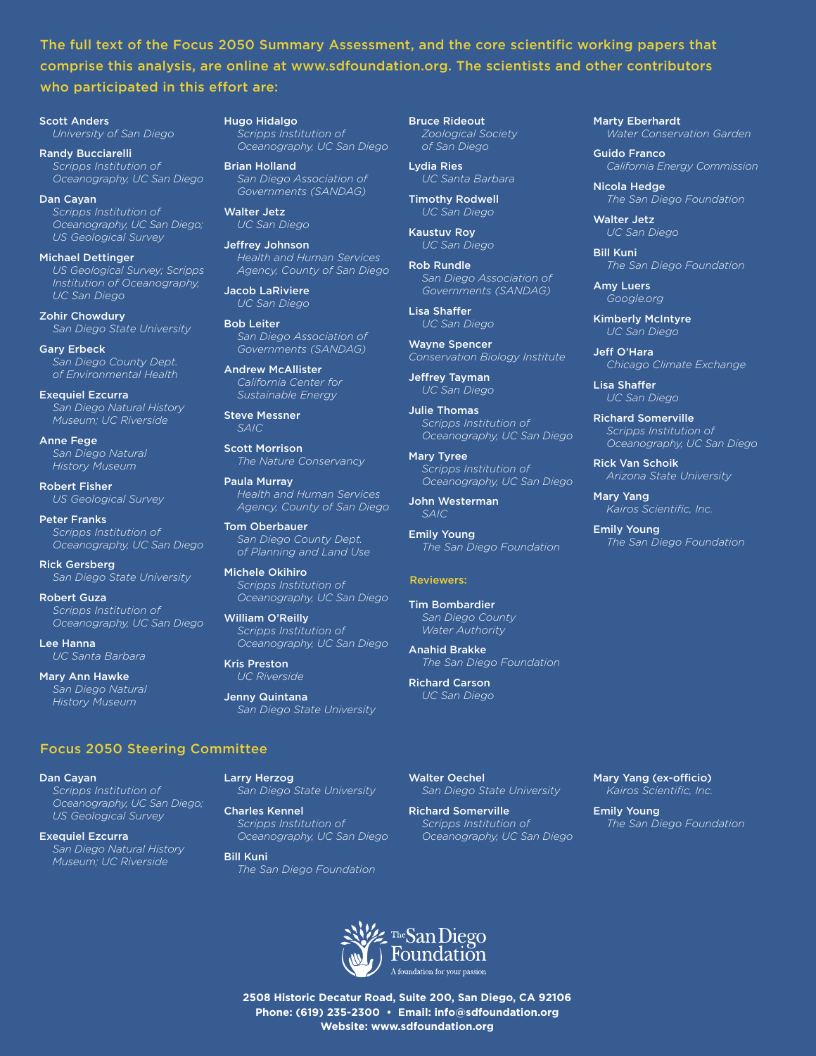**The full text of the Focus 2050 Summary Assessment, and the core scientific working papers that comprise this analysis, are online at www.sdfoundation.org. The scientists and other contributors who participated in this effort are:**

**Scott Anders**
*University of San Diego*

**Randy Bucciarelli**
*Scripps Institution of Oceanography, UC San Diego*

**Dan Cayan**
*Scripps Institution of Oceanography, UC San Diego; US Geological Survey*

**Michael Dettinger**
*US Geological Survey; Scripps Institution of Oceanography, UC San Diego*

**Zohir Chowdury**
*San Diego State University*

**Gary Erbeck**
*San Diego County Dept. of Environmental Health*

**Exequiel Ezcurra**
*San Diego Natural History Museum; UC Riverside*

**Anne Fege**
*San Diego Natural History Museum*

**Robert Fisher**
*US Geological Survey*

**Peter Franks**
*Scripps Institution of Oceanography, UC San Diego*

**Rick Gersberg**
*San Diego State University*

**Robert Guza**
*Scripps Institution of Oceanography, UC San Diego*

**Lee Hanna**
*UC Santa Barbara*

**Mary Ann Hawke**
*San Diego Natural History Museum*

**Hugo Hidalgo**
*Scripps Institution of Oceanography, UC San Diego*

**Brian Holland**
*San Diego Association of Governments (SANDAG)*

**Walter Jetz**
*UC San Diego*

**Jeffrey Johnson**
*Health and Human Services Agency, County of San Diego*

**Jacob LaRiviere**
*UC San Diego*

**Bob Leiter**
*San Diego Association of Governments (SANDAG)*

**Andrew McAllister**
*California Center for Sustainable Energy*

**Steve Messner**
*SAIC*

**Scott Morrison**
*The Nature Conservancy*

**Paula Murray**
*Health and Human Services Agency, County of San Diego*

**Tom Oberbauer**
*San Diego County Dept. of Planning and Land Use*

**Michele Okihiro**
*Scripps Institution of Oceanography, UC San Diego*

**William O'Reilly**
*Scripps Institution of Oceanography, UC San Diego*

**Kris Preston**
*UC Riverside*

**Jenny Quintana**
*San Diego State University*

**Bruce Rideout**
*Zoological Society of San Diego*

**Lydia Ries**
*UC Santa Barbara*

**Timothy Rodwell**
*UC San Diego*

**Kaustuv Roy**
*UC San Diego*

**Rob Rundle**
*San Diego Association of Governments (SANDAG)*

**Lisa Shaffer**
*UC San Diego*

**Wayne Spencer**
*Conservation Biology Institute*

**Jeffrey Tayman**
*UC San Diego*

**Julie Thomas**
*Scripps Institution of Oceanography, UC San Diego*

**Mary Tyree**
*Scripps Institution of Oceanography, UC San Diego*

**John Westerman**
*SAIC*

**Emily Young**
*The San Diego Foundation*

### Reviewers:

**Tim Bombardier**
*San Diego County Water Authority*

**Anahid Brakke**
*The San Diego Foundation*

**Richard Carson**
*UC San Diego*

**Marty Eberhardt**
*Water Conservation Garden*

**Guido Franco**
*California Energy Commission*

**Nicola Hedge**
*The San Diego Foundation*

**Walter Jetz**
*UC San Diego*

**Bill Kuni**
*The San Diego Foundation*

**Amy Luers**
*Google.org*

**Kimberly McIntyre**
*UC San Diego*

**Jeff O'Hara**
*Chicago Climate Exchange*

**Lisa Shaffer**
*UC San Diego*

**Richard Somerville**
*Scripps Institution of Oceanography, UC San Diego*

**Rick Van Schoik**
*Arizona State University*

**Mary Yang**
*Kairos Scientific, Inc.*

**Emily Young**
*The San Diego Foundation*

## Focus 2050 Steering Committee

**Dan Cayan**
*Scripps Institution of Oceanography, UC San Diego; US Geological Survey*

**Exequiel Ezcurra**
*San Diego Natural History Museum; UC Riverside*

**Larry Herzog**
*San Diego State University*

**Charles Kennel**
*Scripps Institution of Oceanography, UC San Diego*

**Bill Kuni**
*The San Diego Foundation*

**Walter Oechel**
*San Diego State University*

**Richard Somerville**
*Scripps Institution of Oceanography, UC San Diego*

**Mary Yang (ex-officio)**
*Kairos Scientific, Inc.*

**Emily Young**
*The San Diego Foundation*

The San Diego Foundation
A foundation for your passion

**2508 Historic Decatur Road, Suite 200, San Diego, CA 92106**
**Phone: (619) 235-2300 • Email: info@sdfoundation.org**
**Website: www.sdfoundation.org**